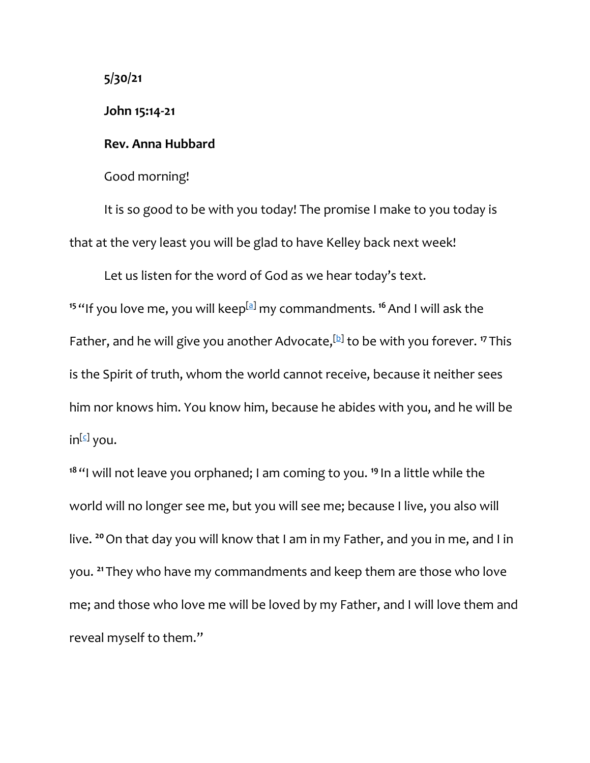**5/30/21**

**John 15:14-21**

**Rev. Anna Hubbard**

Good morning!

It is so good to be with you today! The promise I make to you today is that at the very least you will be glad to have Kelley back next week!

Let us listen for the word of God as we hear today's text.

**15** "If you love me, you will keep[a] my commandments. **16** And I will ask the Father, and he will give you another Advocate,[b] to be with you forever. **17** This is the Spirit of truth, whom the world cannot receive, because it neither sees him nor knows him. You know him, because he abides with you, and he will be in[c] you.

**18** "I will not leave you orphaned; I am coming to you. **19** In a little while the world will no longer see me, but you will see me; because I live, you also will live. **20** On that day you will know that I am in my Father, and you in me, and I in you. **21** They who have my commandments and keep them are those who love me; and those who love me will be loved by my Father, and I will love them and reveal myself to them."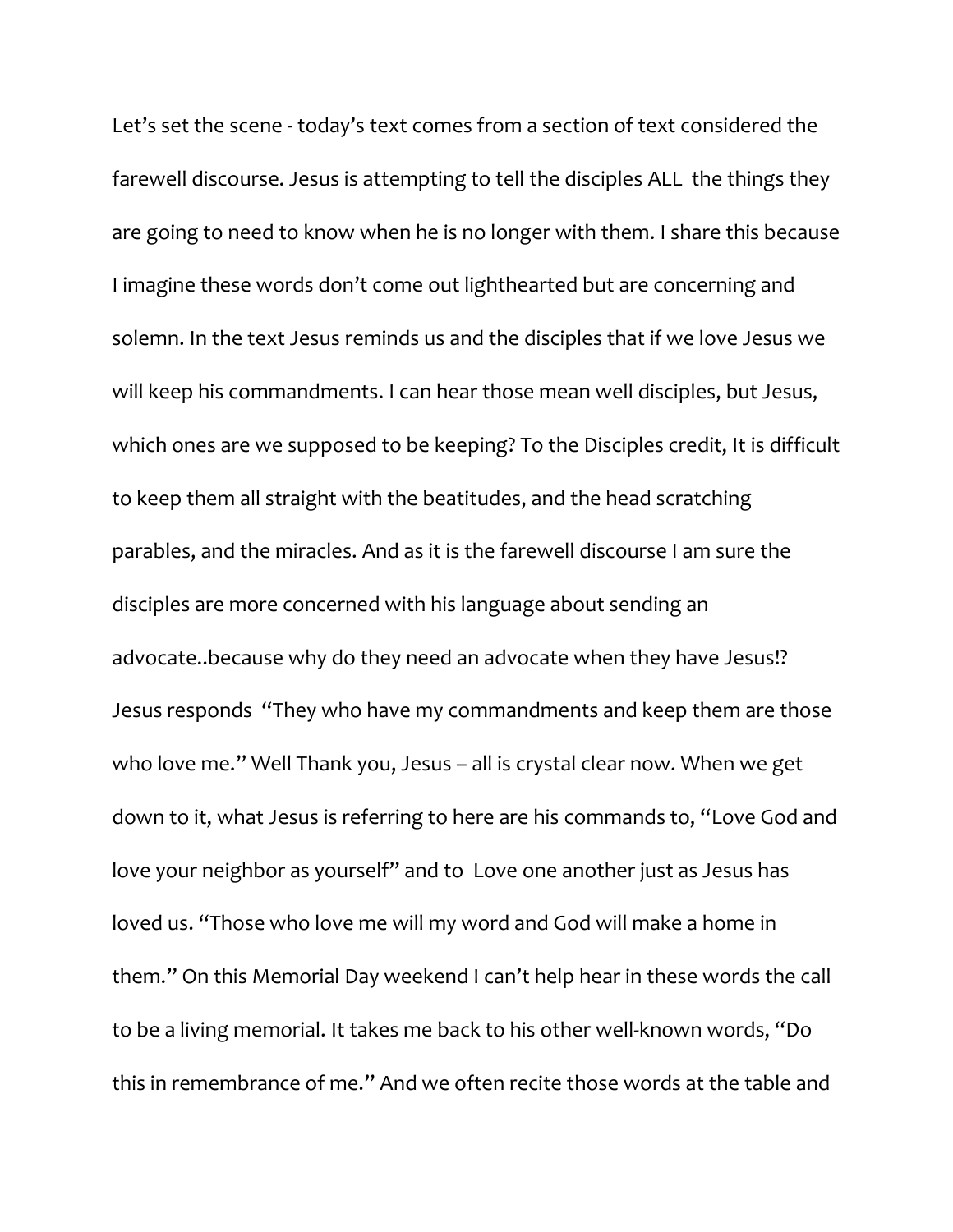Let's set the scene - today's text comes from a section of text considered the farewell discourse. Jesus is attempting to tell the disciples ALL  the things they are going to need to know when he is no longer with them. I share this because I imagine these words don't come out lighthearted but are concerning and solemn. In the text Jesus reminds us and the disciples that if we love Jesus we will keep his commandments. I can hear those mean well disciples, but Jesus, which ones are we supposed to be keeping? To the Disciples credit, It is difficult to keep them all straight with the beatitudes, and the head scratching parables, and the miracles. And as it is the farewell discourse I am sure the disciples are more concerned with his language about sending an advocate..because why do they need an advocate when they have Jesus!? Jesus responds  "They who have my commandments and keep them are those who love me." Well Thank you, Jesus – all is crystal clear now. When we get down to it, what Jesus is referring to here are his commands to, "Love God and love your neighbor as yourself" and to  Love one another just as Jesus has loved us. "Those who love me will my word and God will make a home in them." On this Memorial Day weekend I can't help hear in these words the call to be a living memorial. It takes me back to his other well-known words, "Do this in remembrance of me." And we often recite those words at the table and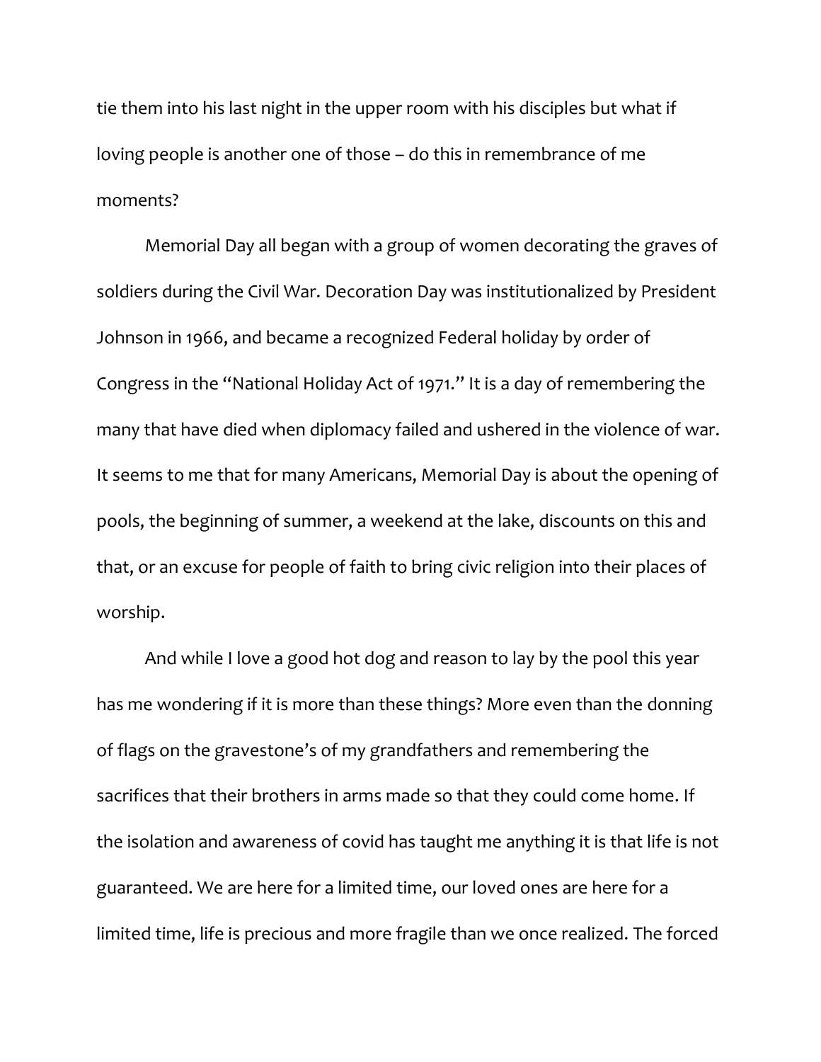tie them into his last night in the upper room with his disciples but what if loving people is another one of those – do this in remembrance of me moments?

Memorial Day all began with a group of women decorating the graves of soldiers during the Civil War. Decoration Day was institutionalized by President Johnson in 1966, and became a recognized Federal holiday by order of Congress in the "National Holiday Act of 1971." It is a day of remembering the many that have died when diplomacy failed and ushered in the violence of war. It seems to me that for many Americans, Memorial Day is about the opening of pools, the beginning of summer, a weekend at the lake, discounts on this and that, or an excuse for people of faith to bring civic religion into their places of worship.

And while I love a good hot dog and reason to lay by the pool this year has me wondering if it is more than these things? More even than the donning of flags on the gravestone's of my grandfathers and remembering the sacrifices that their brothers in arms made so that they could come home. If the isolation and awareness of covid has taught me anything it is that life is not guaranteed. We are here for a limited time, our loved ones are here for a limited time, life is precious and more fragile than we once realized. The forced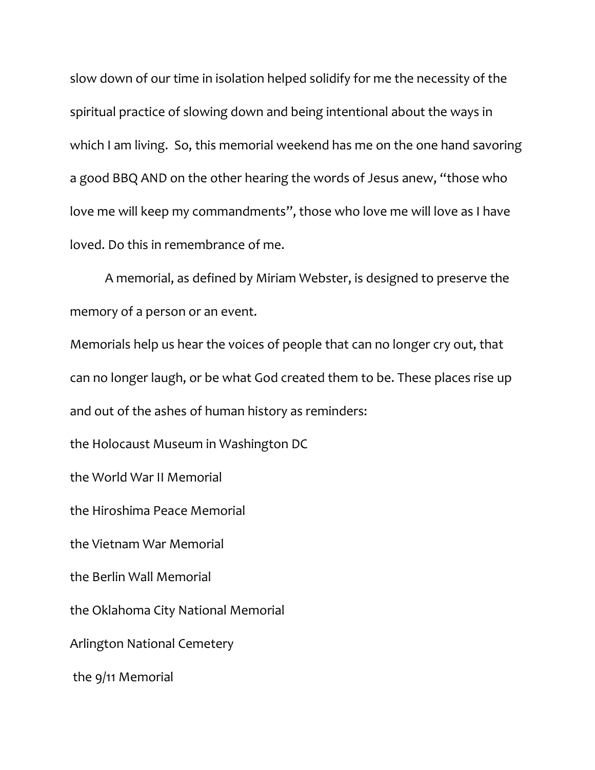slow down of our time in isolation helped solidify for me the necessity of the spiritual practice of slowing down and being intentional about the ways in which I am living.  So, this memorial weekend has me on the one hand savoring a good BBQ AND on the other hearing the words of Jesus anew, "those who love me will keep my commandments", those who love me will love as I have loved. Do this in remembrance of me.

A memorial, as defined by Miriam Webster, is designed to preserve the memory of a person or an event.

Memorials help us hear the voices of people that can no longer cry out, that can no longer laugh, or be what God created them to be. These places rise up and out of the ashes of human history as reminders:

the Holocaust Museum in Washington DC

the World War II Memorial

the Hiroshima Peace Memorial

the Vietnam War Memorial

the Berlin Wall Memorial

the Oklahoma City National Memorial

Arlington National Cemetery

the 9/11 Memorial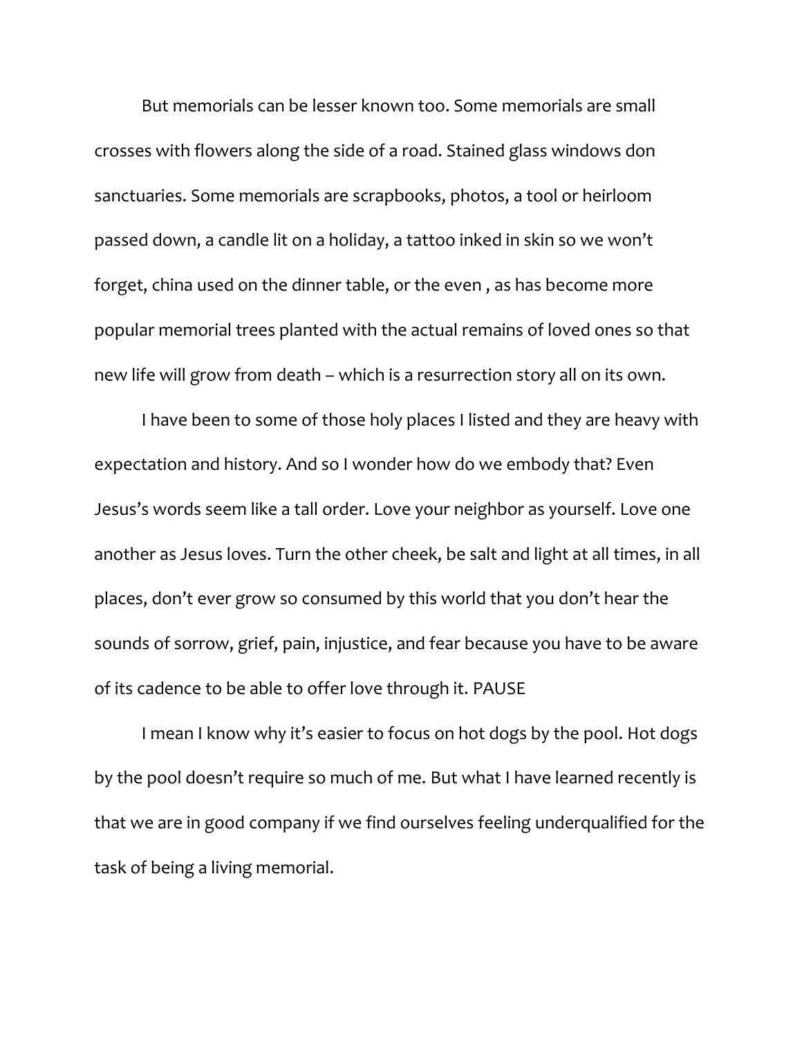But memorials can be lesser known too. Some memorials are small crosses with flowers along the side of a road. Stained glass windows don sanctuaries. Some memorials are scrapbooks, photos, a tool or heirloom passed down, a candle lit on a holiday, a tattoo inked in skin so we won't forget, china used on the dinner table, or the even , as has become more popular memorial trees planted with the actual remains of loved ones so that new life will grow from death – which is a resurrection story all on its own.

I have been to some of those holy places I listed and they are heavy with expectation and history. And so I wonder how do we embody that? Even Jesus's words seem like a tall order. Love your neighbor as yourself. Love one another as Jesus loves. Turn the other cheek, be salt and light at all times, in all places, don't ever grow so consumed by this world that you don't hear the sounds of sorrow, grief, pain, injustice, and fear because you have to be aware of its cadence to be able to offer love through it. PAUSE

I mean I know why it's easier to focus on hot dogs by the pool. Hot dogs by the pool doesn't require so much of me. But what I have learned recently is that we are in good company if we find ourselves feeling underqualified for the task of being a living memorial.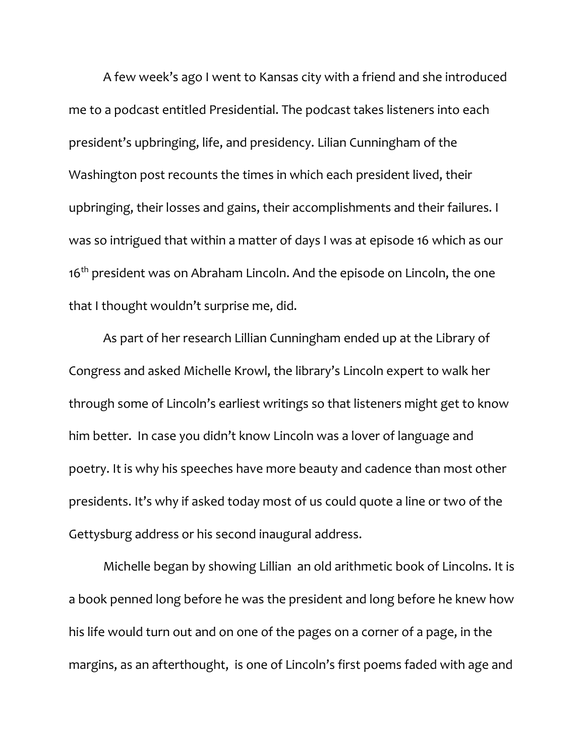A few week's ago I went to Kansas city with a friend and she introduced me to a podcast entitled Presidential. The podcast takes listeners into each president's upbringing, life, and presidency. Lilian Cunningham of the Washington post recounts the times in which each president lived, their upbringing, their losses and gains, their accomplishments and their failures. I was so intrigued that within a matter of days I was at episode 16 which as our 16th president was on Abraham Lincoln. And the episode on Lincoln, the one that I thought wouldn't surprise me, did.

As part of her research Lillian Cunningham ended up at the Library of Congress and asked Michelle Krowl, the library's Lincoln expert to walk her through some of Lincoln's earliest writings so that listeners might get to know him better. In case you didn't know Lincoln was a lover of language and poetry. It is why his speeches have more beauty and cadence than most other presidents. It's why if asked today most of us could quote a line or two of the Gettysburg address or his second inaugural address.

Michelle began by showing Lillian an old arithmetic book of Lincolns. It is a book penned long before he was the president and long before he knew how his life would turn out and on one of the pages on a corner of a page, in the margins, as an afterthought, is one of Lincoln's first poems faded with age and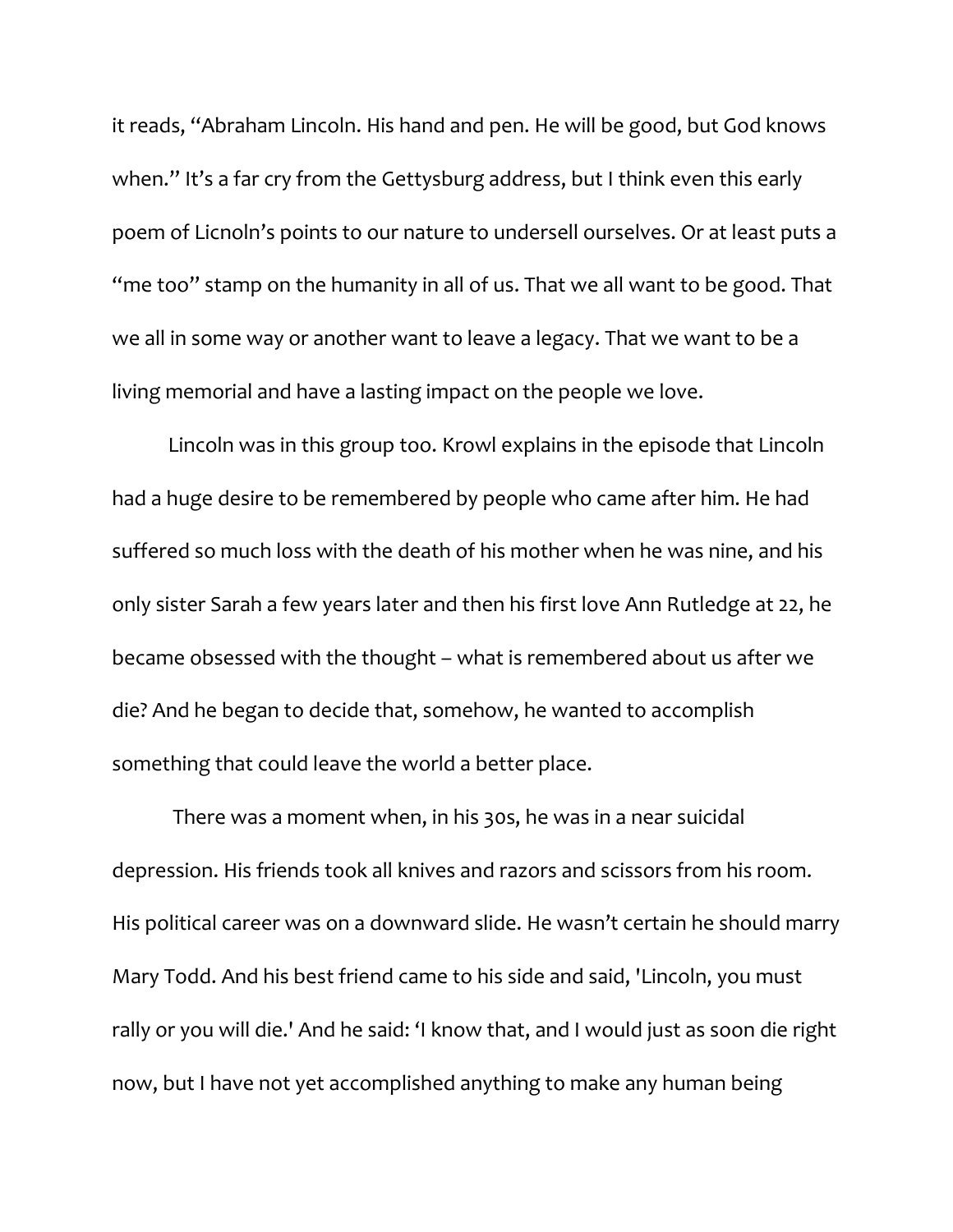it reads, “Abraham Lincoln. His hand and pen. He will be good, but God knows when.” It’s a far cry from the Gettysburg address, but I think even this early poem of Licnoln’s points to our nature to undersell ourselves. Or at least puts a “me too” stamp on the humanity in all of us. That we all want to be good. That we all in some way or another want to leave a legacy. That we want to be a living memorial and have a lasting impact on the people we love.

Lincoln was in this group too. Krowl explains in the episode that Lincoln had a huge desire to be remembered by people who came after him. He had suffered so much loss with the death of his mother when he was nine, and his only sister Sarah a few years later and then his first love Ann Rutledge at 22, he became obsessed with the thought – what is remembered about us after we die? And he began to decide that, somehow, he wanted to accomplish something that could leave the world a better place.

There was a moment when, in his 30s, he was in a near suicidal depression. His friends took all knives and razors and scissors from his room. His political career was on a downward slide. He wasn’t certain he should marry Mary Todd. And his best friend came to his side and said, 'Lincoln, you must rally or you will die.' And he said: ‘I know that, and I would just as soon die right now, but I have not yet accomplished anything to make any human being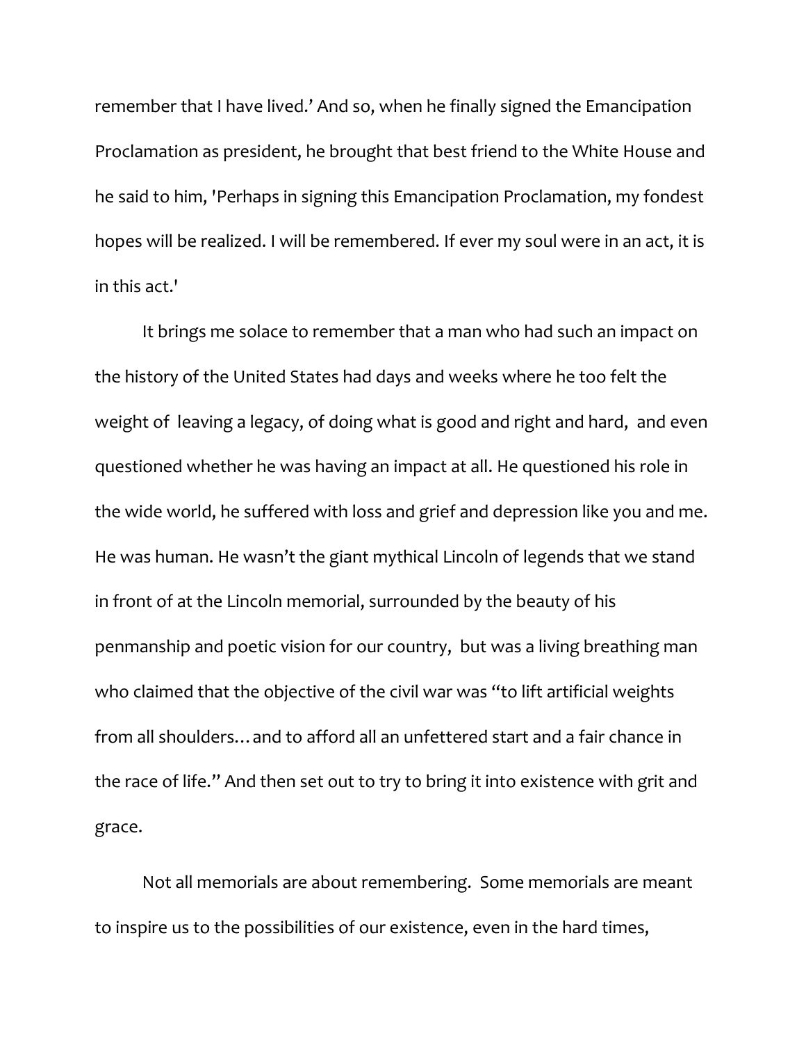remember that I have lived.’ And so, when he finally signed the Emancipation Proclamation as president, he brought that best friend to the White House and he said to him, 'Perhaps in signing this Emancipation Proclamation, my fondest hopes will be realized. I will be remembered. If ever my soul were in an act, it is in this act.'

It brings me solace to remember that a man who had such an impact on the history of the United States had days and weeks where he too felt the weight of leaving a legacy, of doing what is good and right and hard, and even questioned whether he was having an impact at all. He questioned his role in the wide world, he suffered with loss and grief and depression like you and me. He was human. He wasn’t the giant mythical Lincoln of legends that we stand in front of at the Lincoln memorial, surrounded by the beauty of his penmanship and poetic vision for our country, but was a living breathing man who claimed that the objective of the civil war was “to lift artificial weights from all shoulders…and to afford all an unfettered start and a fair chance in the race of life.” And then set out to try to bring it into existence with grit and grace.

Not all memorials are about remembering. Some memorials are meant to inspire us to the possibilities of our existence, even in the hard times,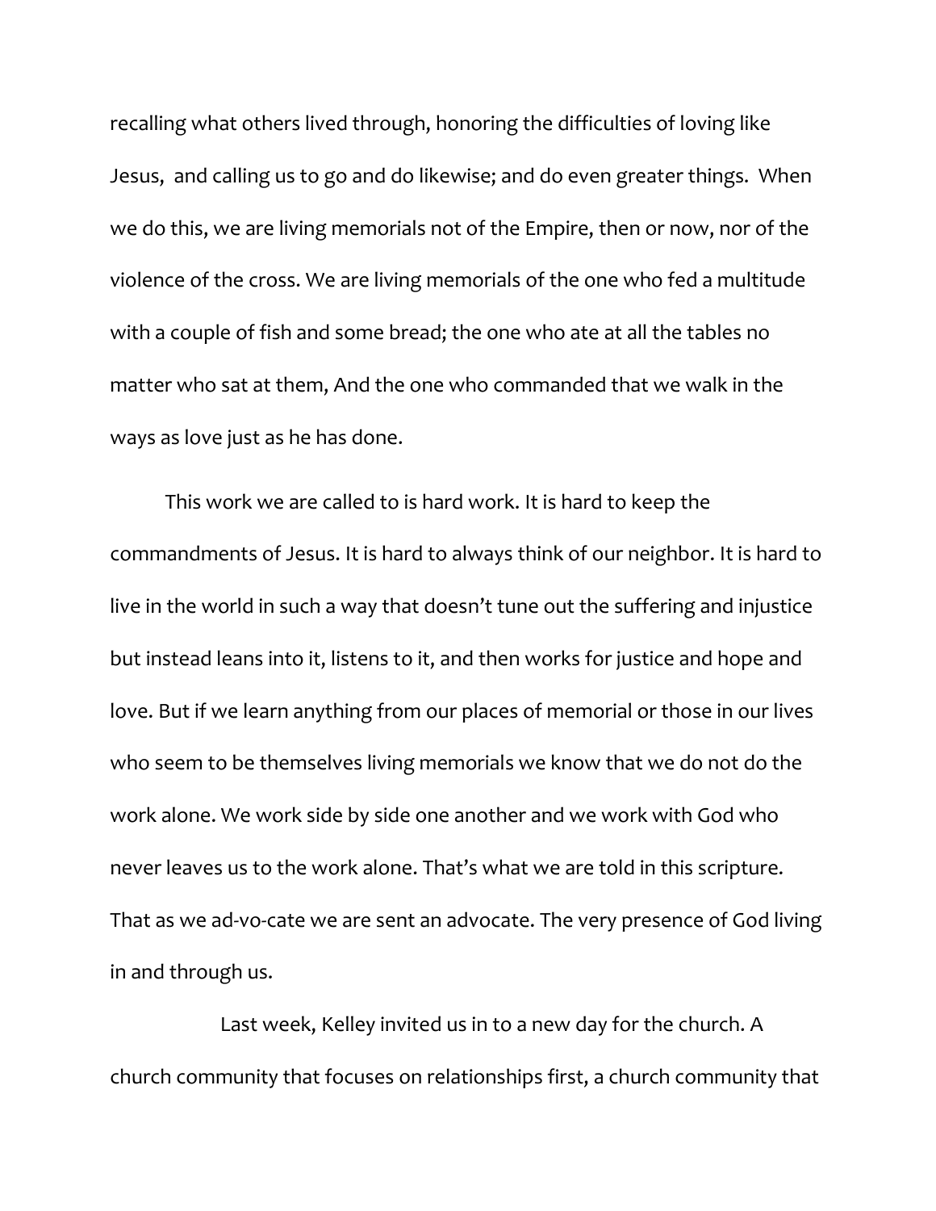recalling what others lived through, honoring the difficulties of loving like Jesus, and calling us to go and do likewise; and do even greater things. When we do this, we are living memorials not of the Empire, then or now, nor of the violence of the cross. We are living memorials of the one who fed a multitude with a couple of fish and some bread; the one who ate at all the tables no matter who sat at them, And the one who commanded that we walk in the ways as love just as he has done.

This work we are called to is hard work. It is hard to keep the commandments of Jesus. It is hard to always think of our neighbor. It is hard to live in the world in such a way that doesn't tune out the suffering and injustice but instead leans into it, listens to it, and then works for justice and hope and love. But if we learn anything from our places of memorial or those in our lives who seem to be themselves living memorials we know that we do not do the work alone. We work side by side one another and we work with God who never leaves us to the work alone. That's what we are told in this scripture. That as we ad-vo-cate we are sent an advocate. The very presence of God living in and through us.

Last week, Kelley invited us in to a new day for the church. A church community that focuses on relationships first, a church community that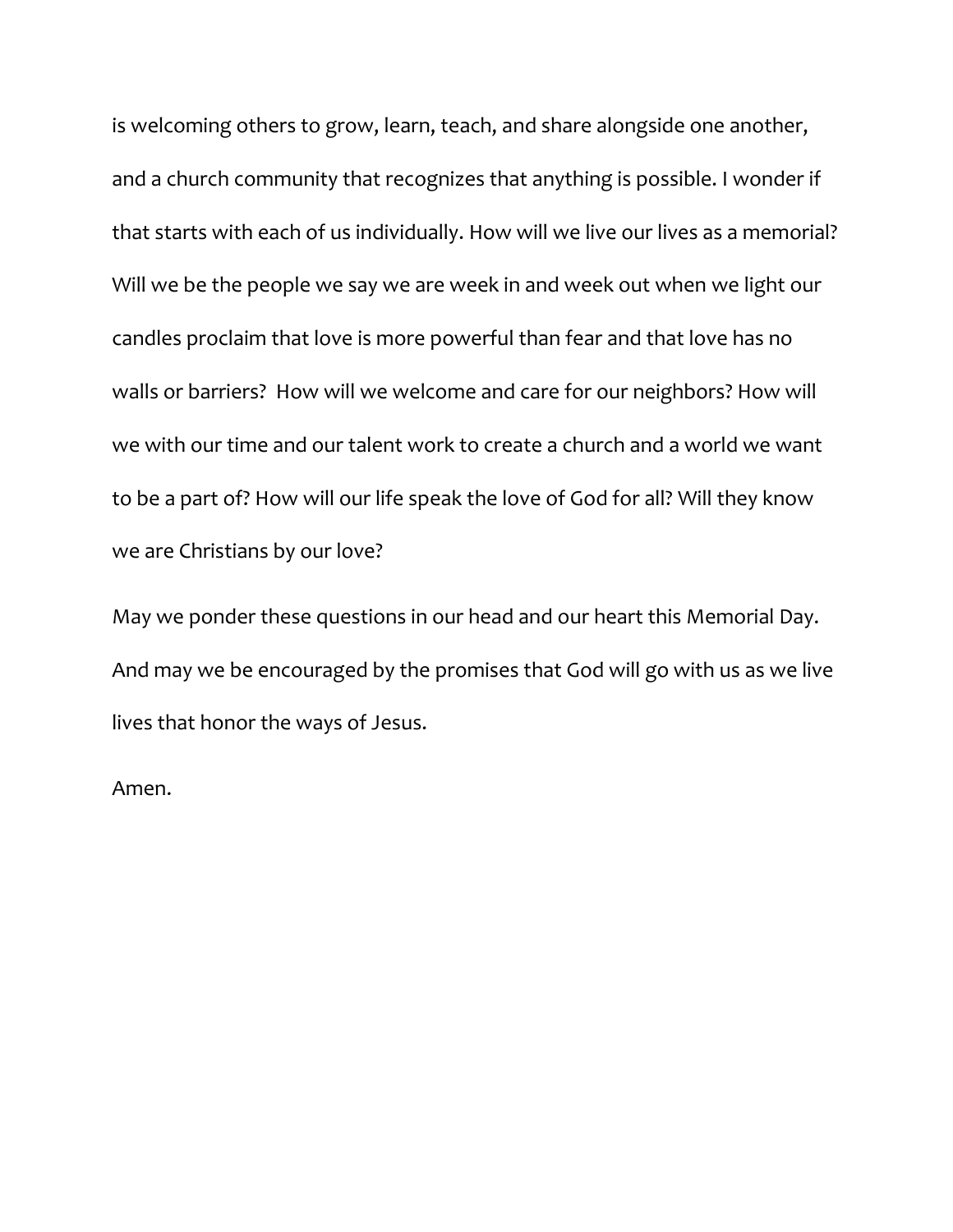is welcoming others to grow, learn, teach, and share alongside one another, and a church community that recognizes that anything is possible. I wonder if that starts with each of us individually. How will we live our lives as a memorial? Will we be the people we say we are week in and week out when we light our candles proclaim that love is more powerful than fear and that love has no walls or barriers? How will we welcome and care for our neighbors? How will we with our time and our talent work to create a church and a world we want to be a part of? How will our life speak the love of God for all? Will they know we are Christians by our love?

May we ponder these questions in our head and our heart this Memorial Day. And may we be encouraged by the promises that God will go with us as we live lives that honor the ways of Jesus.

Amen.